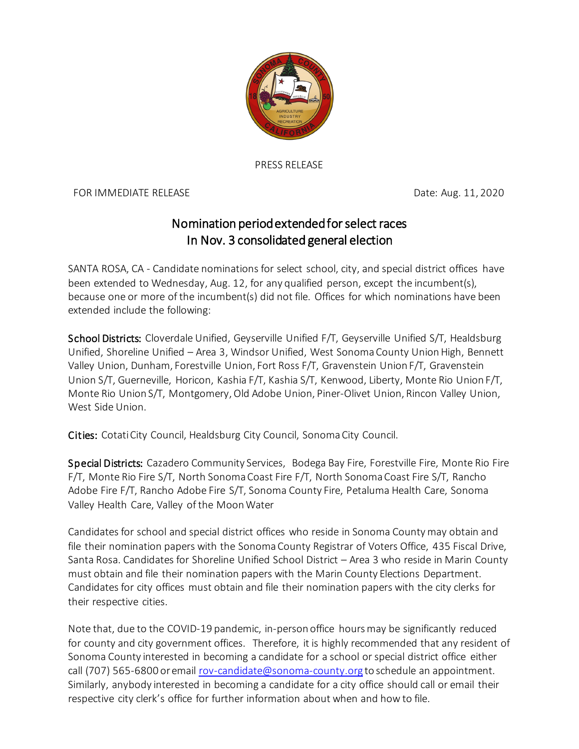PRESS RELEASE

FOR IMMEDIATE RELEASE Date: Aug. 11, 2020

# Nomination period extended for select races In Nov. 3 consolidated general election

SANTA ROSA, CA - Candidate nominations for select school, city, and special district offices have been extended to Wednesday, Aug. 12, for any qualified person, except the incumbent(s), because one or more of the incumbent(s) did not file. Offices for which nominations have been extended include the following:

**School Districts:** Cloverdale Unified, Geyserville Unified F/T, Geyserville Unified S/T, Healdsburg Unified, Shoreline Unified – Area 3, Windsor Unified, West Sonoma County Union High, Bennett Valley Union, Dunham, Forestville Union, Fort Ross F/T, Gravenstein Union F/T, Gravenstein Union S/T, Guerneville, Horicon, Kashia F/T, Kashia S/T, Kenwood, Liberty, Monte Rio Union F/T, Monte Rio Union S/T, Montgomery, Old Adobe Union, Piner-Olivet Union, Rincon Valley Union, West Side Union.

**Cities:** Cotati City Council, Healdsburg City Council, Sonoma City Council.

**Special Districts:** Cazadero Community Services, Bodega Bay Fire, Forestville Fire, Monte Rio Fire F/T, Monte Rio Fire S/T, North Sonoma Coast Fire F/T, North Sonoma Coast Fire S/T, Rancho Adobe Fire F/T, Rancho Adobe Fire S/T, Sonoma County Fire, Petaluma Health Care, Sonoma Valley Health Care, Valley of the Moon Water

Candidates for school and special district offices who reside in Sonoma County may obtain and file their nomination papers with the Sonoma County Registrar of Voters Office, 435 Fiscal Drive, Santa Rosa. Candidates for Shoreline Unified School District – Area 3 who reside in Marin County must obtain and file their nomination papers with the Marin County Elections Department. Candidates for city offices must obtain and file their nomination papers with the city clerks for their respective cities.

Note that, due to the COVID-19 pandemic, in-person office hours may be significantly reduced for county and city government offices. Therefore, it is highly recommended that any resident of Sonoma County interested in becoming a candidate for a school or special district office either call (707) 565-6800 or email rov-candidate@sonoma-county.org to schedule an appointment. Similarly, anybody interested in becoming a candidate for a city office should call or email their respective city clerk's office for further information about when and how to file.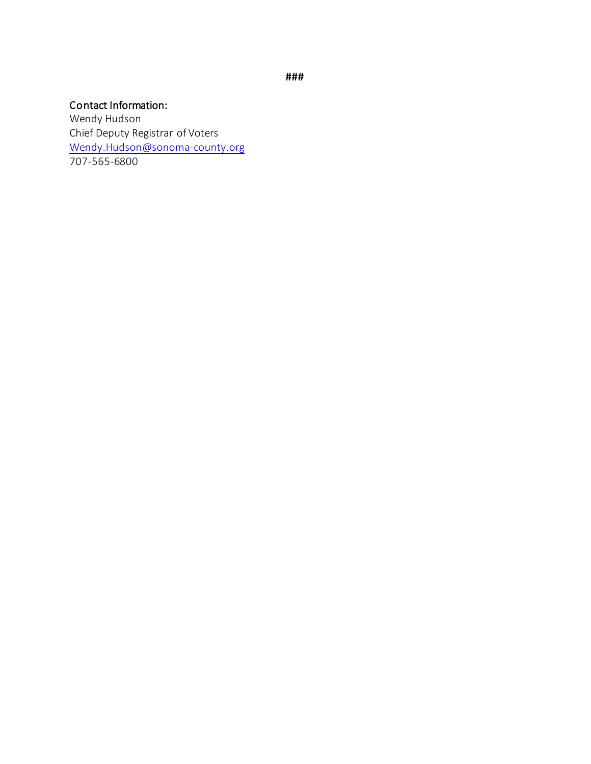###

Contact Information:
Wendy Hudson
Chief Deputy Registrar of Voters
Wendy.Hudson@sonoma-county.org
707-565-6800